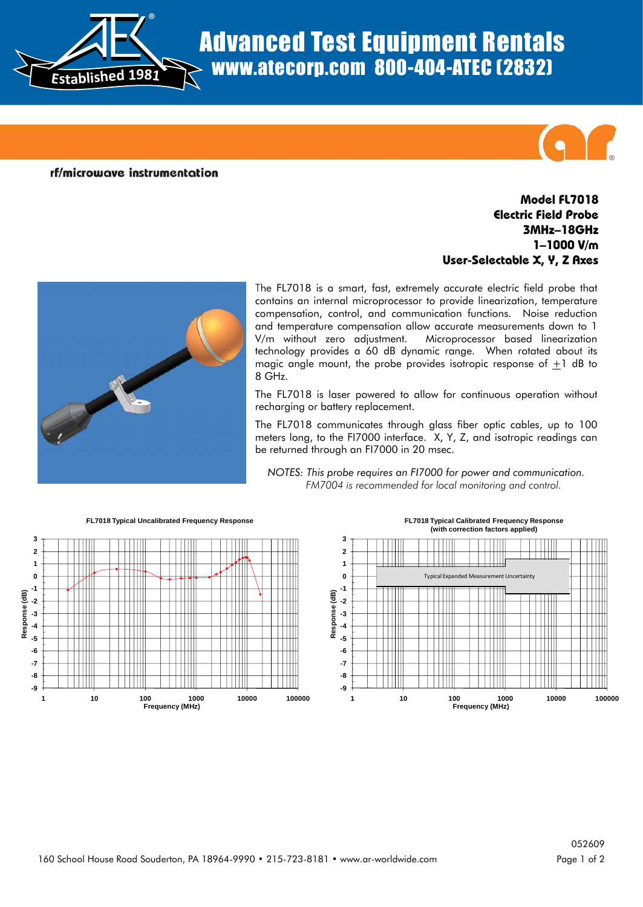# Advanced Test Equipment Rentals
## www.atecorp.com 800-404-ATEC (2832)

Established 1981

**rf/microwave instrumentation**

**Model FL7018**
**Electric Field Probe**
**3MHz–18GHz**
**1–1000 V/m**
**User-Selectable X, Y, Z Axes**

The FL7018 is a smart, fast, extremely accurate electric field probe that contains an internal microprocessor to provide linearization, temperature compensation, control, and communication functions. Noise reduction and temperature compensation allow accurate measurements down to 1 V/m without zero adjustment. Microprocessor based linearization technology provides a 60 dB dynamic range. When rotated about its magic angle mount, the probe provides isotropic response of $\pm 1$ dB to 8 GHz.

The FL7018 is laser powered to allow for continuous operation without recharging or battery replacement.

The FL7018 communicates through glass fiber optic cables, up to 100 meters long, to the FI7000 interface. X, Y, Z, and isotropic readings can be returned through an FI7000 in 20 msec.

*NOTES: This probe requires an FI7000 for power and communication.*
*FM7004 is recommended for local monitoring and control.*

**FL7018 Typical Uncalibrated Frequency Response**

Response (dB) vs. Frequency (MHz)

**FL7018 Typical Calibrated Frequency Response (with correction factors applied)**

Typical Expanded Measurement Uncertainty

Response (dB) vs. Frequency (MHz)

052609

160 School House Road Souderton, PA 18964-9990 • 215-723-8181 • www.ar-worldwide.com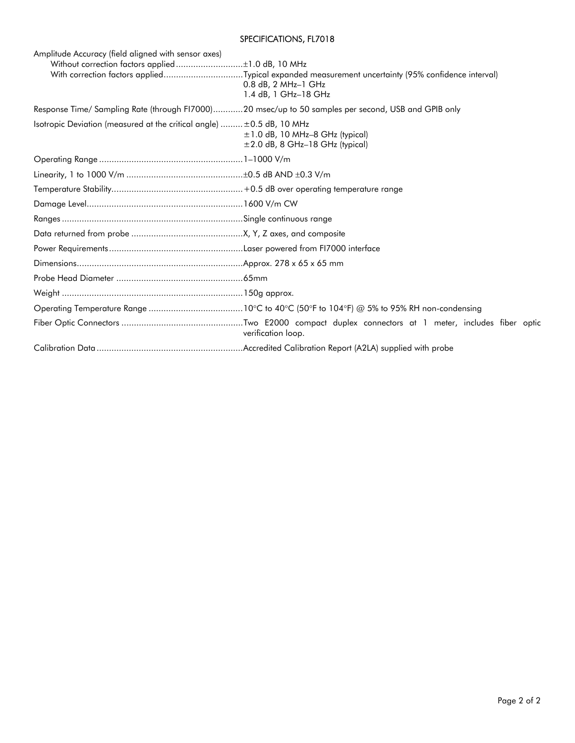## SPECIFICATIONS, FL7018

| | |
|---|---|
| Amplitude Accuracy (field aligned with sensor axes) | |
| Without correction factors applied | ±1.0 dB, 10 MHz |
| With correction factors applied | Typical expanded measurement uncertainty (95% confidence interval)<br>0.8 dB, 2 MHz–1 GHz<br>1.4 dB, 1 GHz–18 GHz |
| Response Time/ Sampling Rate (through FI7000) | 20 msec/up to 50 samples per second, USB and GPIB only |
| Isotropic Deviation (measured at the critical angle) | ±0.5 dB, 10 MHz<br>±1.0 dB, 10 MHz–8 GHz (typical)<br>±2.0 dB, 8 GHz–18 GHz (typical) |
| Operating Range | 1–1000 V/m |
| Linearity, 1 to 1000 V/m | ±0.5 dB AND ±0.3 V/m |
| Temperature Stability | +0.5 dB over operating temperature range |
| Damage Level | 1600 V/m CW |
| Ranges | Single continuous range |
| Data returned from probe | X, Y, Z axes, and composite |
| Power Requirements | Laser powered from FI7000 interface |
| Dimensions | Approx. 278 x 65 x 65 mm |
| Probe Head Diameter | 65mm |
| Weight | 150g approx. |
| Operating Temperature Range | 10°C to 40°C (50°F to 104°F) @ 5% to 95% RH non-condensing |
| Fiber Optic Connectors | Two E2000 compact duplex connectors at 1 meter, includes fiber optic verification loop. |
| Calibration Data | Accredited Calibration Report (A2LA) supplied with probe |